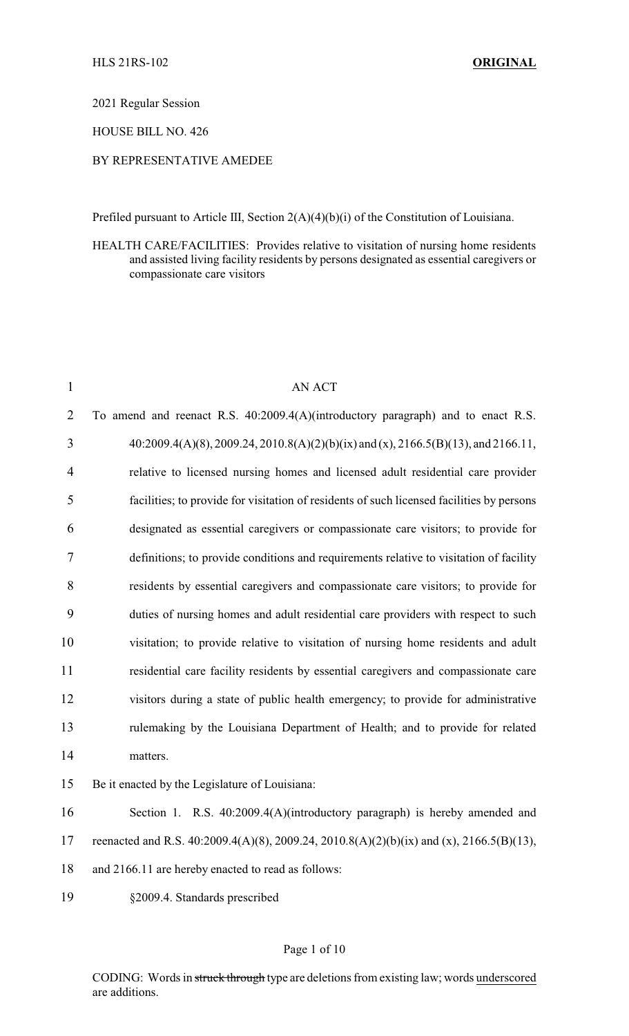HLS 21RS-102 **ORIGINAL**

2021 Regular Session

HOUSE BILL NO. 426

BY REPRESENTATIVE AMEDEE

Prefiled pursuant to Article III, Section 2(A)(4)(b)(i) of the Constitution of Louisiana.

HEALTH CARE/FACILITIES: Provides relative to visitation of nursing home residents and assisted living facility residents by persons designated as essential caregivers or compassionate care visitors

AN ACT

To amend and reenact R.S. 40:2009.4(A)(introductory paragraph) and to enact R.S. 40:2009.4(A)(8), 2009.24, 2010.8(A)(2)(b)(ix) and (x), 2166.5(B)(13), and 2166.11, relative to licensed nursing homes and licensed adult residential care provider facilities; to provide for visitation of residents of such licensed facilities by persons designated as essential caregivers or compassionate care visitors; to provide for definitions; to provide conditions and requirements relative to visitation of facility residents by essential caregivers and compassionate care visitors; to provide for duties of nursing homes and adult residential care providers with respect to such visitation; to provide relative to visitation of nursing home residents and adult residential care facility residents by essential caregivers and compassionate care visitors during a state of public health emergency; to provide for administrative rulemaking by the Louisiana Department of Health; and to provide for related matters.

Be it enacted by the Legislature of Louisiana:

Section 1. R.S. 40:2009.4(A)(introductory paragraph) is hereby amended and reenacted and R.S. 40:2009.4(A)(8), 2009.24, 2010.8(A)(2)(b)(ix) and (x), 2166.5(B)(13), and 2166.11 are hereby enacted to read as follows:

§2009.4. Standards prescribed

CODING: Words in ~~struck through~~ type are deletions from existing law; words underscored are additions.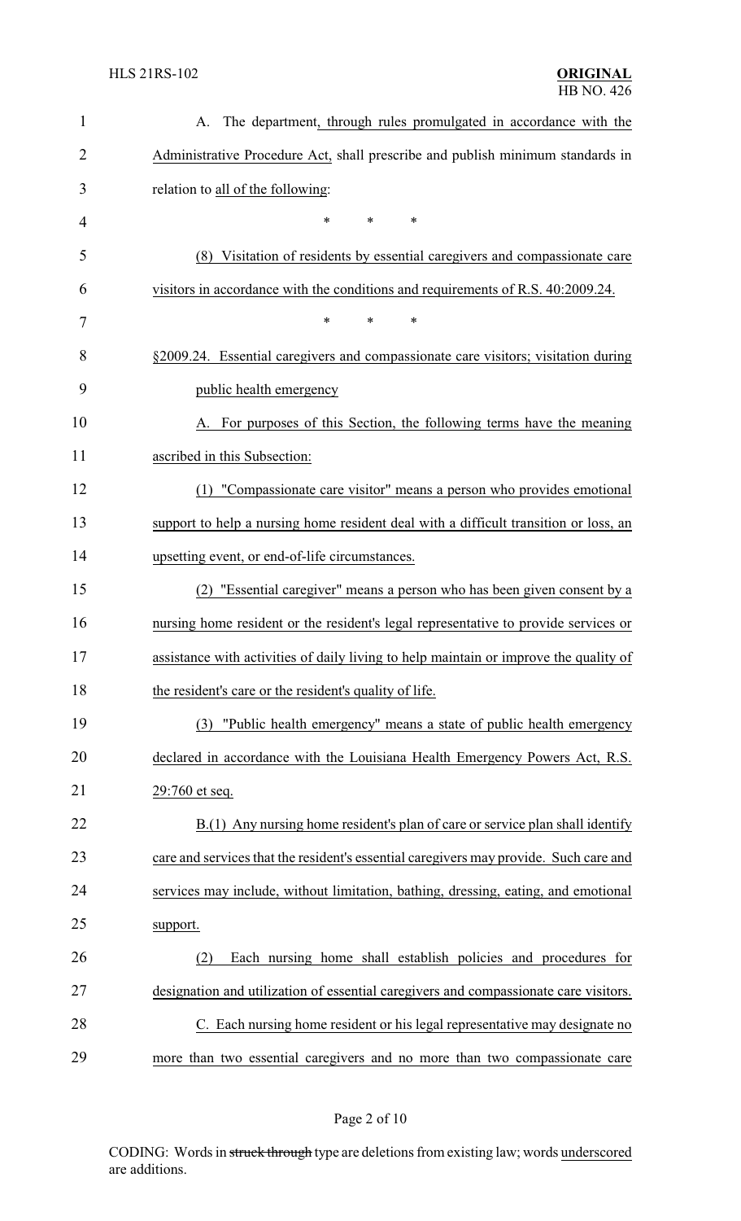A. The department, through rules promulgated in accordance with the Administrative Procedure Act, shall prescribe and publish minimum standards in relation to all of the following:

\* \* \*

(8) Visitation of residents by essential caregivers and compassionate care visitors in accordance with the conditions and requirements of R.S. 40:2009.24.

\* \* \*

§2009.24. Essential caregivers and compassionate care visitors; visitation during public health emergency

A. For purposes of this Section, the following terms have the meaning ascribed in this Subsection:

(1) "Compassionate care visitor" means a person who provides emotional support to help a nursing home resident deal with a difficult transition or loss, an upsetting event, or end-of-life circumstances.

(2) "Essential caregiver" means a person who has been given consent by a nursing home resident or the resident's legal representative to provide services or assistance with activities of daily living to help maintain or improve the quality of the resident's care or the resident's quality of life.

(3) "Public health emergency" means a state of public health emergency declared in accordance with the Louisiana Health Emergency Powers Act, R.S. 29:760 et seq.

B.(1) Any nursing home resident's plan of care or service plan shall identify care and services that the resident's essential caregivers may provide. Such care and services may include, without limitation, bathing, dressing, eating, and emotional support.

(2) Each nursing home shall establish policies and procedures for designation and utilization of essential caregivers and compassionate care visitors.

C. Each nursing home resident or his legal representative may designate no more than two essential caregivers and no more than two compassionate care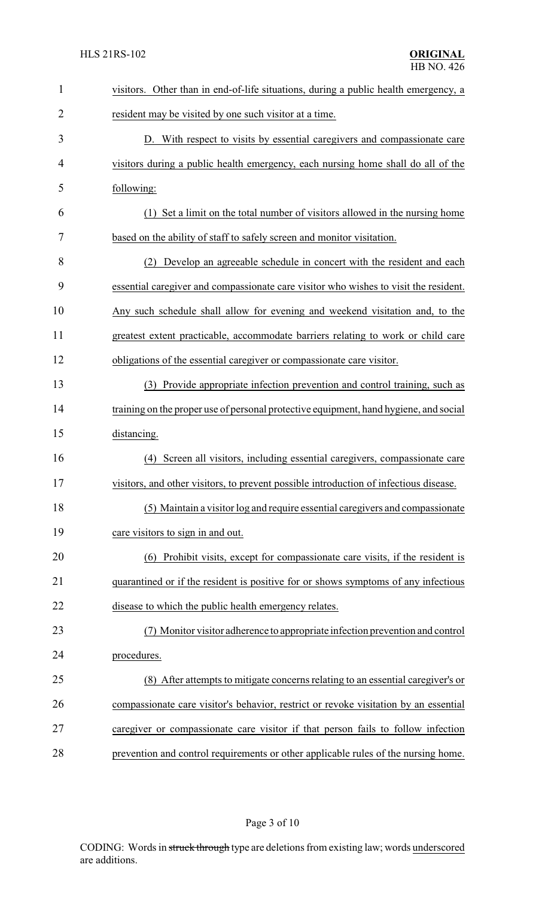visitors. Other than in end-of-life situations, during a public health emergency, a resident may be visited by one such visitor at a time.

D. With respect to visits by essential caregivers and compassionate care visitors during a public health emergency, each nursing home shall do all of the following:

(1) Set a limit on the total number of visitors allowed in the nursing home based on the ability of staff to safely screen and monitor visitation.

(2) Develop an agreeable schedule in concert with the resident and each essential caregiver and compassionate care visitor who wishes to visit the resident. Any such schedule shall allow for evening and weekend visitation and, to the greatest extent practicable, accommodate barriers relating to work or child care obligations of the essential caregiver or compassionate care visitor.

(3) Provide appropriate infection prevention and control training, such as training on the proper use of personal protective equipment, hand hygiene, and social distancing.

(4) Screen all visitors, including essential caregivers, compassionate care visitors, and other visitors, to prevent possible introduction of infectious disease.

(5) Maintain a visitor log and require essential caregivers and compassionate care visitors to sign in and out.

(6) Prohibit visits, except for compassionate care visits, if the resident is quarantined or if the resident is positive for or shows symptoms of any infectious disease to which the public health emergency relates.

(7) Monitor visitor adherence to appropriate infection prevention and control procedures.

(8) After attempts to mitigate concerns relating to an essential caregiver's or compassionate care visitor's behavior, restrict or revoke visitation by an essential caregiver or compassionate care visitor if that person fails to follow infection prevention and control requirements or other applicable rules of the nursing home.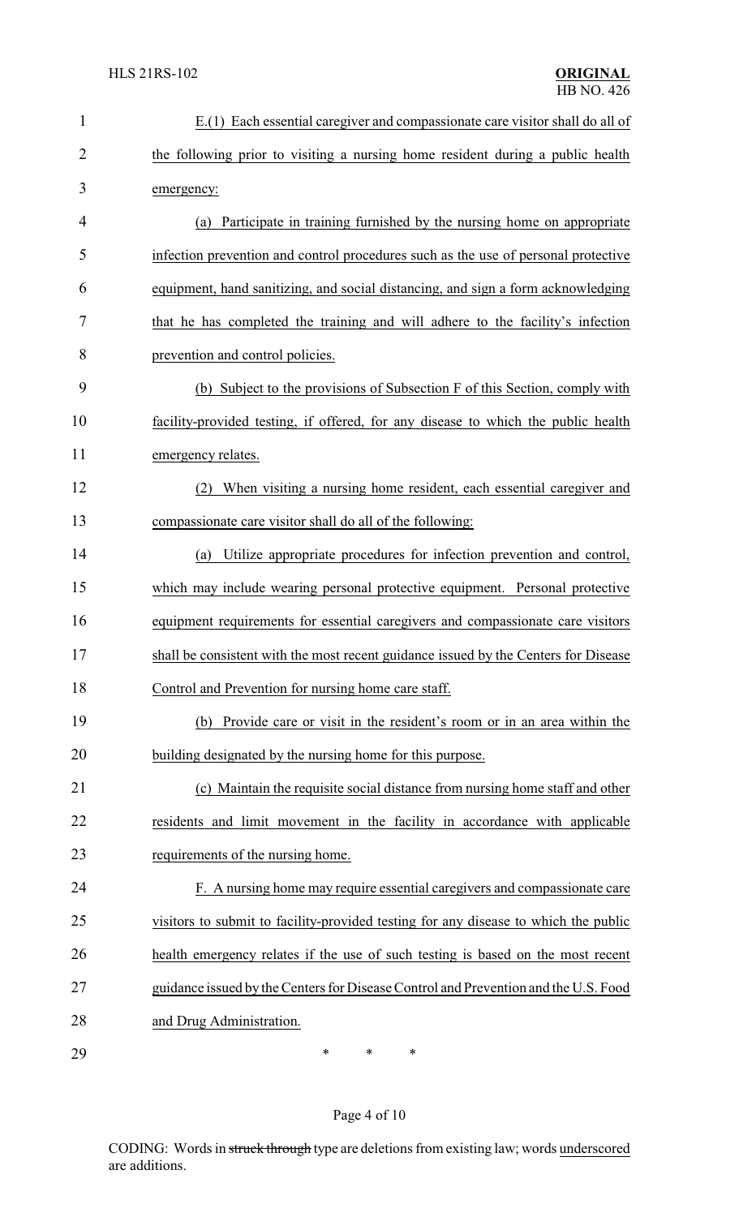E.(1) Each essential caregiver and compassionate care visitor shall do all of the following prior to visiting a nursing home resident during a public health emergency:

(a) Participate in training furnished by the nursing home on appropriate infection prevention and control procedures such as the use of personal protective equipment, hand sanitizing, and social distancing, and sign a form acknowledging that he has completed the training and will adhere to the facility's infection prevention and control policies.

(b) Subject to the provisions of Subsection F of this Section, comply with facility-provided testing, if offered, for any disease to which the public health emergency relates.

(2) When visiting a nursing home resident, each essential caregiver and compassionate care visitor shall do all of the following:

(a) Utilize appropriate procedures for infection prevention and control, which may include wearing personal protective equipment. Personal protective equipment requirements for essential caregivers and compassionate care visitors shall be consistent with the most recent guidance issued by the Centers for Disease Control and Prevention for nursing home care staff.

(b) Provide care or visit in the resident's room or in an area within the building designated by the nursing home for this purpose.

(c) Maintain the requisite social distance from nursing home staff and other residents and limit movement in the facility in accordance with applicable requirements of the nursing home.

F. A nursing home may require essential caregivers and compassionate care visitors to submit to facility-provided testing for any disease to which the public health emergency relates if the use of such testing is based on the most recent guidance issued by the Centers for Disease Control and Prevention and the U.S. Food and Drug Administration.

\* \* \*

CODING: Words in ~~struck through~~ type are deletions from existing law; words underscored are additions.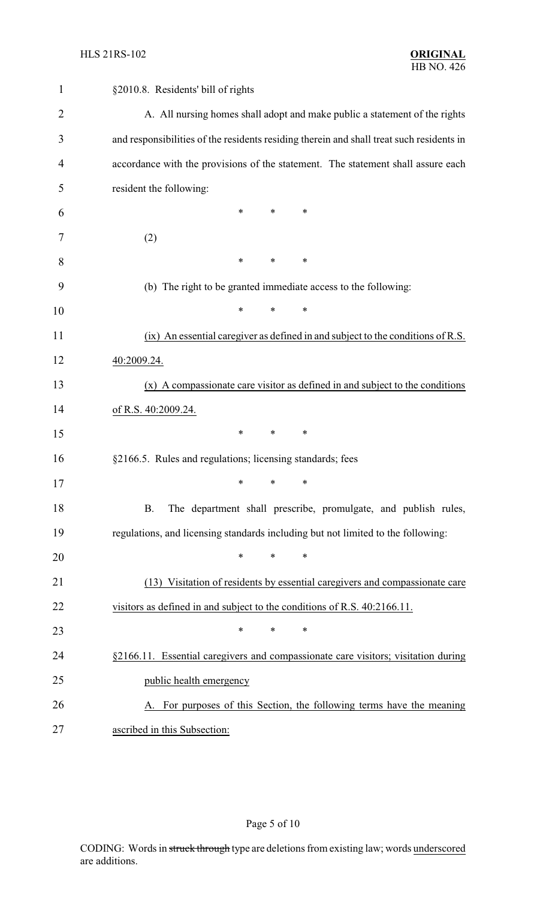§2010.8. Residents' bill of rights

A. All nursing homes shall adopt and make public a statement of the rights and responsibilities of the residents residing therein and shall treat such residents in accordance with the provisions of the statement. The statement shall assure each resident the following:

\* \* \*

(2)

\* \* \*

(b) The right to be granted immediate access to the following:

\* \* \*

(ix) An essential caregiver as defined in and subject to the conditions of R.S. 40:2009.24.

(x) A compassionate care visitor as defined in and subject to the conditions of R.S. 40:2009.24.

\* \* \*

§2166.5. Rules and regulations; licensing standards; fees

\* \* \*

B. The department shall prescribe, promulgate, and publish rules, regulations, and licensing standards including but not limited to the following:

\* \* \*

(13) Visitation of residents by essential caregivers and compassionate care visitors as defined in and subject to the conditions of R.S. 40:2166.11.

\* \* \*

§2166.11. Essential caregivers and compassionate care visitors; visitation during public health emergency

A. For purposes of this Section, the following terms have the meaning ascribed in this Subsection: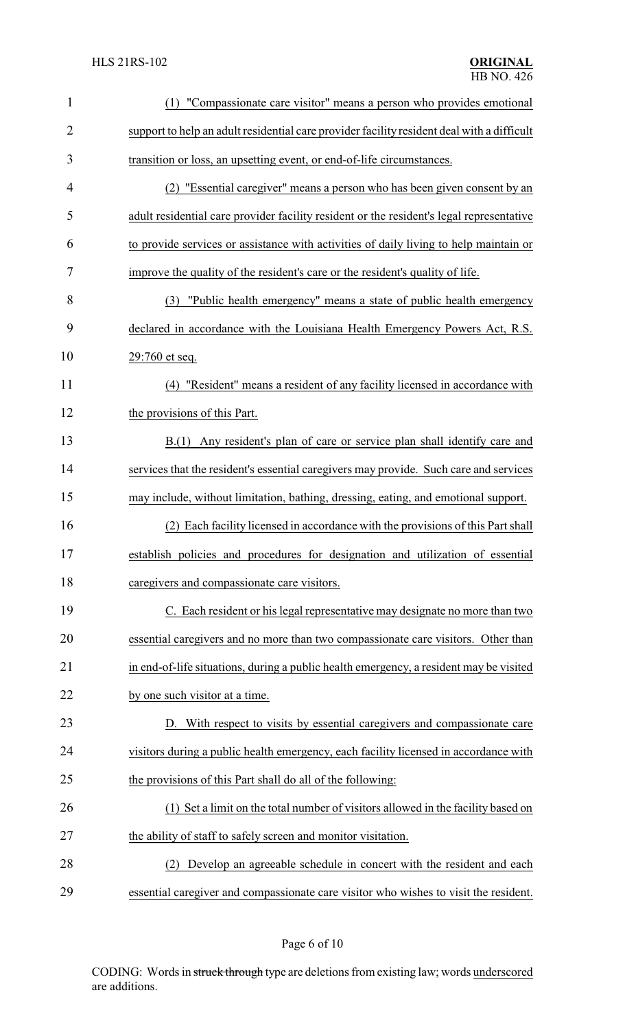(1) "Compassionate care visitor" means a person who provides emotional support to help an adult residential care provider facility resident deal with a difficult transition or loss, an upsetting event, or end-of-life circumstances.

(2) "Essential caregiver" means a person who has been given consent by an adult residential care provider facility resident or the resident's legal representative to provide services or assistance with activities of daily living to help maintain or improve the quality of the resident's care or the resident's quality of life.

(3) "Public health emergency" means a state of public health emergency declared in accordance with the Louisiana Health Emergency Powers Act, R.S. 29:760 et seq.

(4) "Resident" means a resident of any facility licensed in accordance with the provisions of this Part.

B.(1) Any resident's plan of care or service plan shall identify care and services that the resident's essential caregivers may provide. Such care and services may include, without limitation, bathing, dressing, eating, and emotional support.

(2) Each facility licensed in accordance with the provisions of this Part shall establish policies and procedures for designation and utilization of essential caregivers and compassionate care visitors.

C. Each resident or his legal representative may designate no more than two essential caregivers and no more than two compassionate care visitors. Other than in end-of-life situations, during a public health emergency, a resident may be visited by one such visitor at a time.

D. With respect to visits by essential caregivers and compassionate care visitors during a public health emergency, each facility licensed in accordance with the provisions of this Part shall do all of the following:

(1) Set a limit on the total number of visitors allowed in the facility based on the ability of staff to safely screen and monitor visitation.

(2) Develop an agreeable schedule in concert with the resident and each essential caregiver and compassionate care visitor who wishes to visit the resident.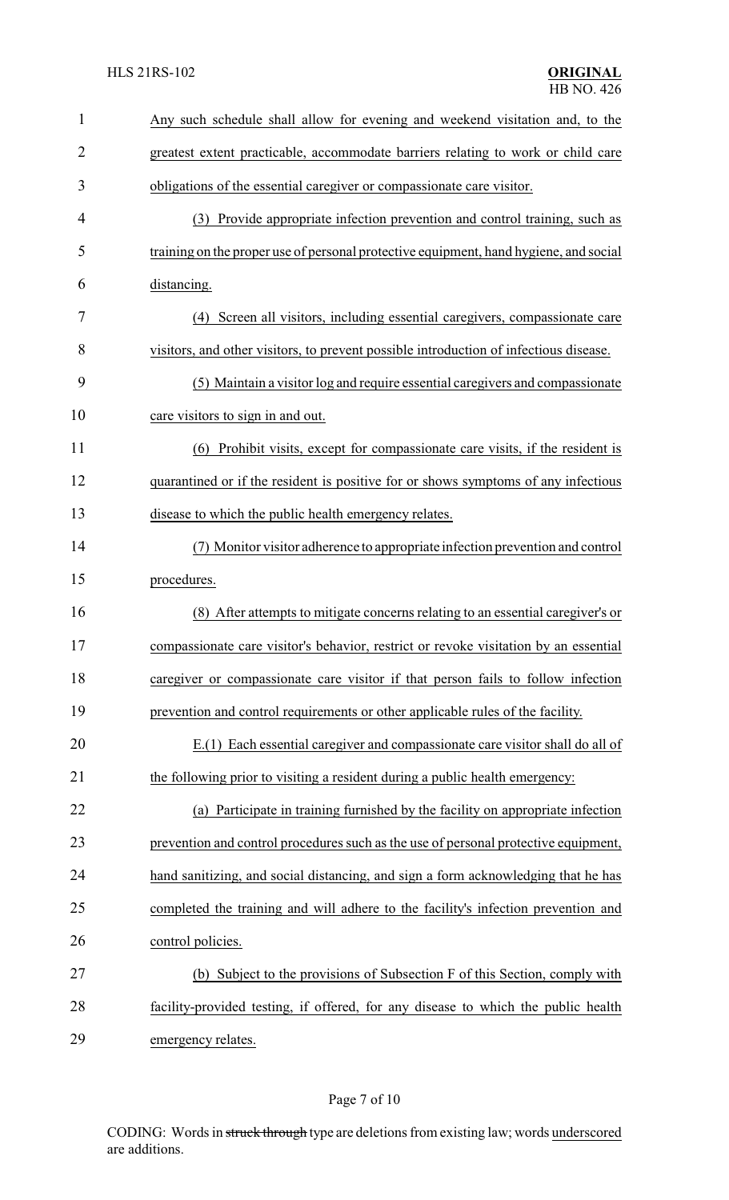Any such schedule shall allow for evening and weekend visitation and, to the greatest extent practicable, accommodate barriers relating to work or child care obligations of the essential caregiver or compassionate care visitor.

(3) Provide appropriate infection prevention and control training, such as training on the proper use of personal protective equipment, hand hygiene, and social distancing.

(4) Screen all visitors, including essential caregivers, compassionate care visitors, and other visitors, to prevent possible introduction of infectious disease.

(5) Maintain a visitor log and require essential caregivers and compassionate care visitors to sign in and out.

(6) Prohibit visits, except for compassionate care visits, if the resident is quarantined or if the resident is positive for or shows symptoms of any infectious disease to which the public health emergency relates.

(7) Monitor visitor adherence to appropriate infection prevention and control procedures.

(8) After attempts to mitigate concerns relating to an essential caregiver's or compassionate care visitor's behavior, restrict or revoke visitation by an essential caregiver or compassionate care visitor if that person fails to follow infection prevention and control requirements or other applicable rules of the facility.

E.(1) Each essential caregiver and compassionate care visitor shall do all of the following prior to visiting a resident during a public health emergency:

(a) Participate in training furnished by the facility on appropriate infection prevention and control procedures such as the use of personal protective equipment, hand sanitizing, and social distancing, and sign a form acknowledging that he has completed the training and will adhere to the facility's infection prevention and control policies.

(b) Subject to the provisions of Subsection F of this Section, comply with facility-provided testing, if offered, for any disease to which the public health emergency relates.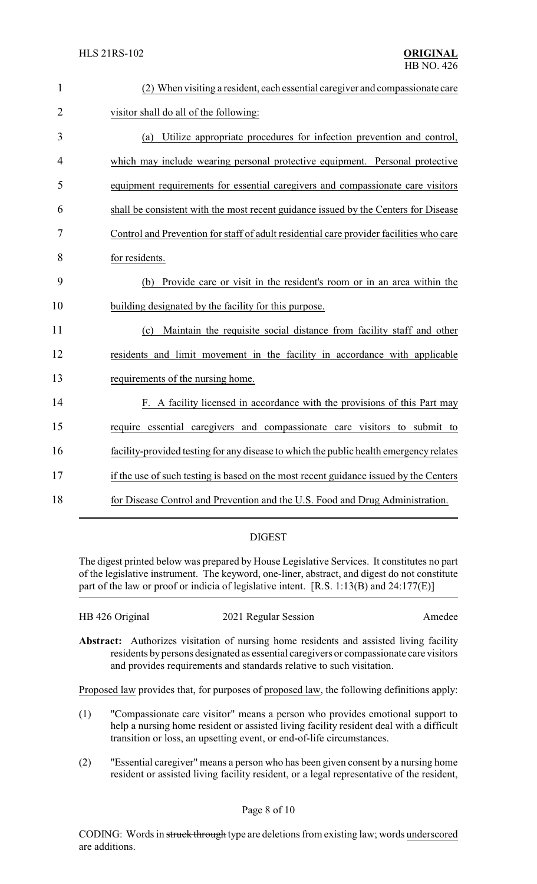(2) When visiting a resident, each essential caregiver and compassionate care visitor shall do all of the following:

(a) Utilize appropriate procedures for infection prevention and control, which may include wearing personal protective equipment. Personal protective equipment requirements for essential caregivers and compassionate care visitors shall be consistent with the most recent guidance issued by the Centers for Disease Control and Prevention for staff of adult residential care provider facilities who care for residents.

(b) Provide care or visit in the resident's room or in an area within the building designated by the facility for this purpose.

(c) Maintain the requisite social distance from facility staff and other residents and limit movement in the facility in accordance with applicable requirements of the nursing home.

F. A facility licensed in accordance with the provisions of this Part may require essential caregivers and compassionate care visitors to submit to facility-provided testing for any disease to which the public health emergency relates if the use of such testing is based on the most recent guidance issued by the Centers for Disease Control and Prevention and the U.S. Food and Drug Administration.

## DIGEST

The digest printed below was prepared by House Legislative Services. It constitutes no part of the legislative instrument. The keyword, one-liner, abstract, and digest do not constitute part of the law or proof or indicia of legislative intent. [R.S. 1:13(B) and 24:177(E)]

HB 426 Original — 2021 Regular Session — Amedee

**Abstract:** Authorizes visitation of nursing home residents and assisted living facility residents by persons designated as essential caregivers or compassionate care visitors and provides requirements and standards relative to such visitation.

Proposed law provides that, for purposes of proposed law, the following definitions apply:

(1) "Compassionate care visitor" means a person who provides emotional support to help a nursing home resident or assisted living facility resident deal with a difficult transition or loss, an upsetting event, or end-of-life circumstances.

(2) "Essential caregiver" means a person who has been given consent by a nursing home resident or assisted living facility resident, or a legal representative of the resident,

CODING: Words in ~~struck through~~ type are deletions from existing law; words underscored are additions.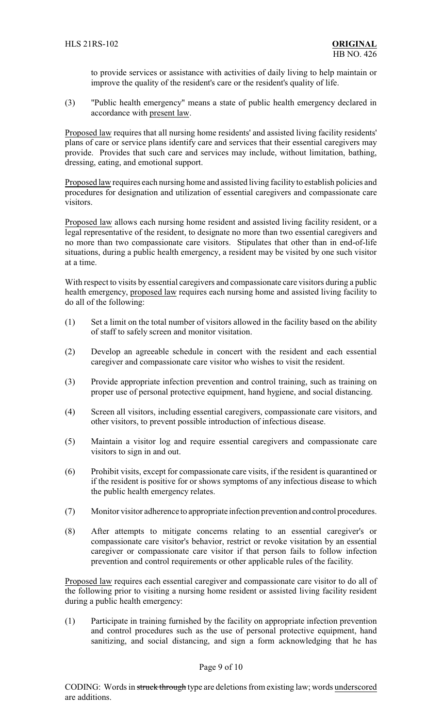to provide services or assistance with activities of daily living to help maintain or improve the quality of the resident's care or the resident's quality of life.

(3) "Public health emergency" means a state of public health emergency declared in accordance with present law.

Proposed law requires that all nursing home residents' and assisted living facility residents' plans of care or service plans identify care and services that their essential caregivers may provide. Provides that such care and services may include, without limitation, bathing, dressing, eating, and emotional support.

Proposed law requires each nursing home and assisted living facility to establish policies and procedures for designation and utilization of essential caregivers and compassionate care visitors.

Proposed law allows each nursing home resident and assisted living facility resident, or a legal representative of the resident, to designate no more than two essential caregivers and no more than two compassionate care visitors. Stipulates that other than in end-of-life situations, during a public health emergency, a resident may be visited by one such visitor at a time.

With respect to visits by essential caregivers and compassionate care visitors during a public health emergency, proposed law requires each nursing home and assisted living facility to do all of the following:

(1) Set a limit on the total number of visitors allowed in the facility based on the ability of staff to safely screen and monitor visitation.

(2) Develop an agreeable schedule in concert with the resident and each essential caregiver and compassionate care visitor who wishes to visit the resident.

(3) Provide appropriate infection prevention and control training, such as training on proper use of personal protective equipment, hand hygiene, and social distancing.

(4) Screen all visitors, including essential caregivers, compassionate care visitors, and other visitors, to prevent possible introduction of infectious disease.

(5) Maintain a visitor log and require essential caregivers and compassionate care visitors to sign in and out.

(6) Prohibit visits, except for compassionate care visits, if the resident is quarantined or if the resident is positive for or shows symptoms of any infectious disease to which the public health emergency relates.

(7) Monitor visitor adherence to appropriate infection prevention and control procedures.

(8) After attempts to mitigate concerns relating to an essential caregiver's or compassionate care visitor's behavior, restrict or revoke visitation by an essential caregiver or compassionate care visitor if that person fails to follow infection prevention and control requirements or other applicable rules of the facility.

Proposed law requires each essential caregiver and compassionate care visitor to do all of the following prior to visiting a nursing home resident or assisted living facility resident during a public health emergency:

(1) Participate in training furnished by the facility on appropriate infection prevention and control procedures such as the use of personal protective equipment, hand sanitizing, and social distancing, and sign a form acknowledging that he has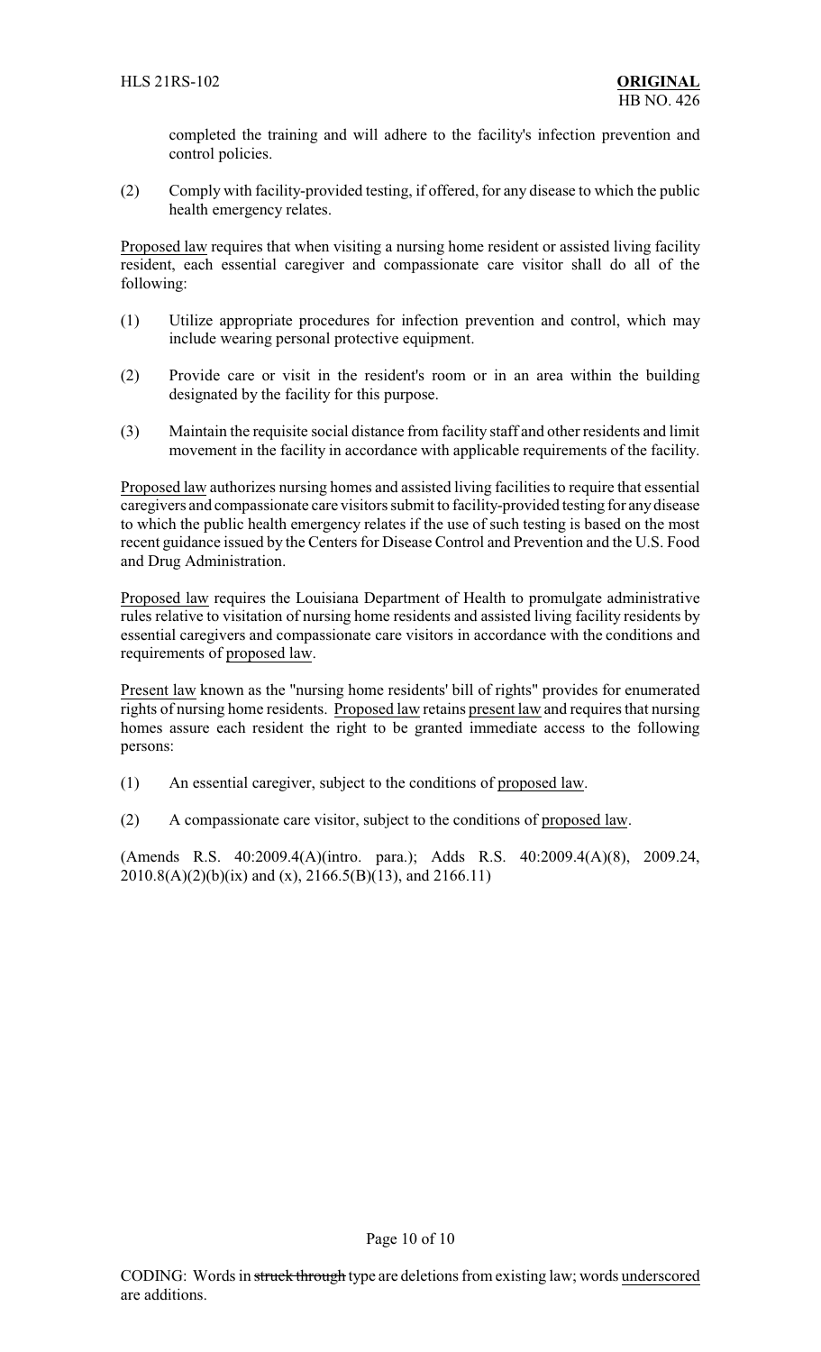completed the training and will adhere to the facility's infection prevention and control policies.

(2) Comply with facility-provided testing, if offered, for any disease to which the public health emergency relates.

Proposed law requires that when visiting a nursing home resident or assisted living facility resident, each essential caregiver and compassionate care visitor shall do all of the following:

(1) Utilize appropriate procedures for infection prevention and control, which may include wearing personal protective equipment.

(2) Provide care or visit in the resident's room or in an area within the building designated by the facility for this purpose.

(3) Maintain the requisite social distance from facility staff and other residents and limit movement in the facility in accordance with applicable requirements of the facility.

Proposed law authorizes nursing homes and assisted living facilities to require that essential caregivers and compassionate care visitors submit to facility-provided testing for any disease to which the public health emergency relates if the use of such testing is based on the most recent guidance issued by the Centers for Disease Control and Prevention and the U.S. Food and Drug Administration.

Proposed law requires the Louisiana Department of Health to promulgate administrative rules relative to visitation of nursing home residents and assisted living facility residents by essential caregivers and compassionate care visitors in accordance with the conditions and requirements of proposed law.

Present law known as the "nursing home residents' bill of rights" provides for enumerated rights of nursing home residents. Proposed law retains present law and requires that nursing homes assure each resident the right to be granted immediate access to the following persons:

(1) An essential caregiver, subject to the conditions of proposed law.

(2) A compassionate care visitor, subject to the conditions of proposed law.

(Amends R.S. 40:2009.4(A)(intro. para.); Adds R.S. 40:2009.4(A)(8), 2009.24, 2010.8(A)(2)(b)(ix) and (x), 2166.5(B)(13), and 2166.11)